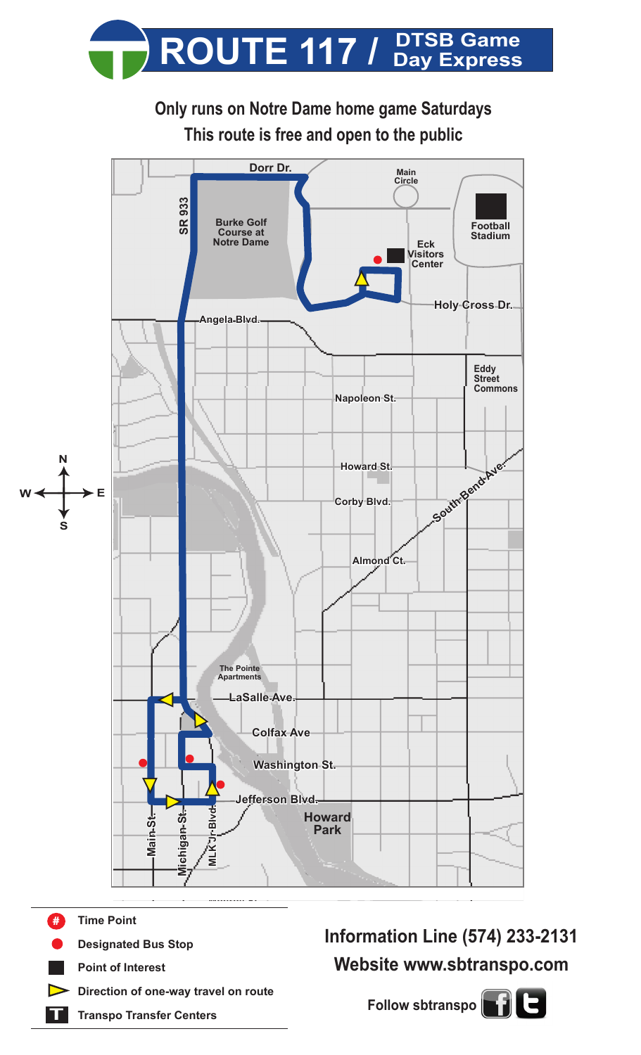# ROUTE 117 / DTSB Game Day Express

**Only runs on Notre Dame home game Saturdays**

**This route is free and open to the public**

Dorr Dr.

Main Circle

SR 933

Burke Golf Course at Notre Dame

Football Stadium

Eck Visitors Center

Holy Cross Dr.

Angela Blvd.

Eddy Street Commons

Napoleon St.

Howard St.

Corby Blvd.

South Bend Ave.

Almond Ct.

The Pointe Apartments

LaSalle Ave.

Colfax Ave

Washington St.

Jefferson Blvd.

Howard Park

Main St.

Michigan St.

MLK Jr. Blvd.

N / S / E / W

- # Time Point
- Designated Bus Stop
- Point of Interest
- Direction of one-way travel on route
- T Transpo Transfer Centers

**Information Line (574) 233-2131**

**Website www.sbtranspo.com**

**Follow sbtranspo**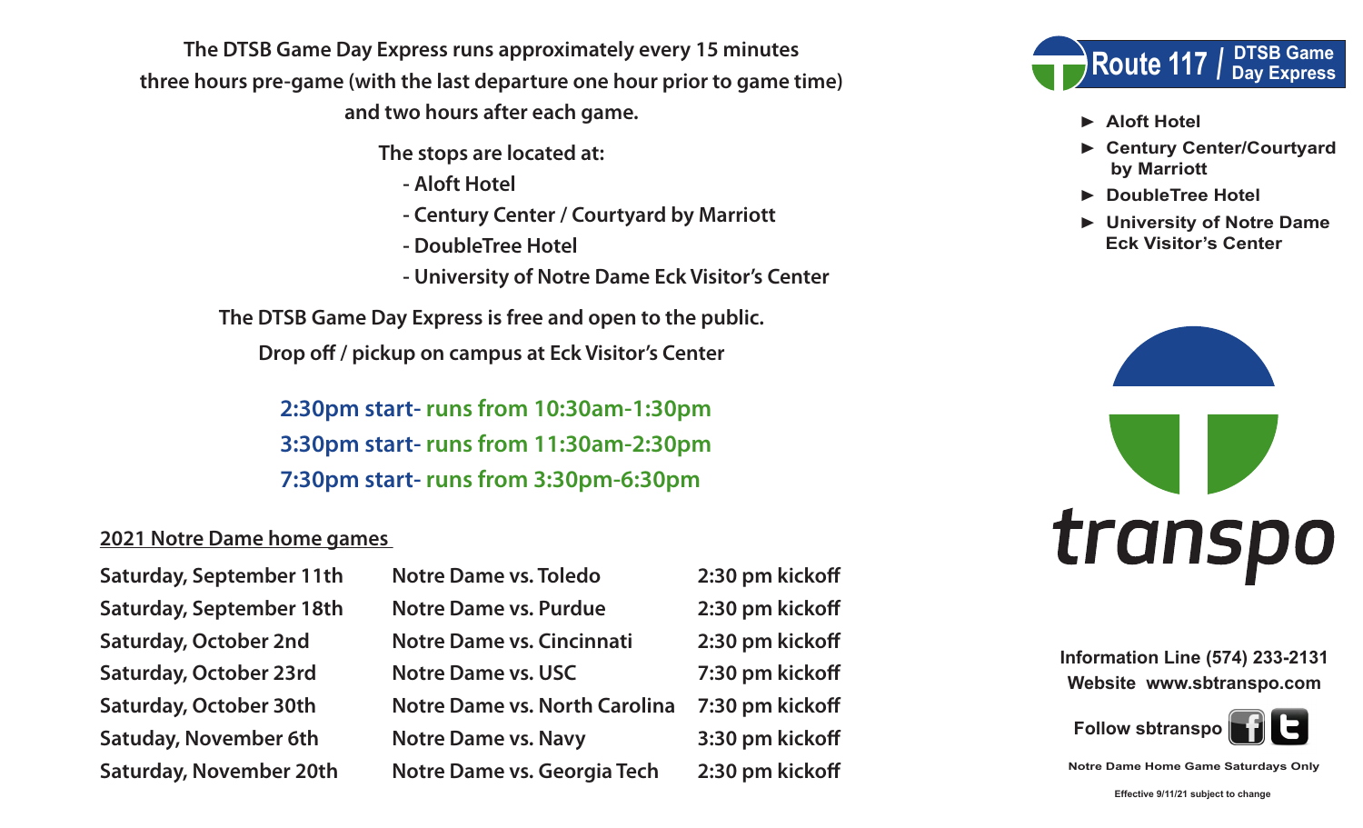**The DTSB Game Day Express runs approximately every 15 minutes three hours pre-game (with the last departure one hour prior to game time) and two hours after each game.**

**The stops are located at:**

- **Aloft Hotel**
- **Century Center / Courtyard by Marriott**
- **DoubleTree Hotel**
- **University of Notre Dame Eck Visitor's Center**

**The DTSB Game Day Express is free and open to the public.**

**Drop off / pickup on campus at Eck Visitor's Center**

**2:30pm start- runs from 10:30am-1:30pm**

**3:30pm start- runs from 11:30am-2:30pm**

**7:30pm start- runs from 3:30pm-6:30pm**

**2021 Notre Dame home games**

| | | |
|---|---|---|
| Saturday, September 11th | Notre Dame vs. Toledo | 2:30 pm kickoff |
| Saturday, September 18th | Notre Dame vs. Purdue | 2:30 pm kickoff |
| Saturday, October 2nd | Notre Dame vs. Cincinnati | 2:30 pm kickoff |
| Saturday, October 23rd | Notre Dame vs. USC | 7:30 pm kickoff |
| Saturday, October 30th | Notre Dame vs. North Carolina | 7:30 pm kickoff |
| Satuday, November 6th | Notre Dame vs. Navy | 3:30 pm kickoff |
| Saturday, November 20th | Notre Dame vs. Georgia Tech | 2:30 pm kickoff |

## Route 117 / DTSB Game Day Express

- ► Aloft Hotel
- ► Century Center/Courtyard by Marriott
- ► DoubleTree Hotel
- ► University of Notre Dame Eck Visitor's Center

transpo

**Information Line (574) 233-2131**

**Website www.sbtranspo.com**

**Follow sbtranspo**

**Notre Dame Home Game Saturdays Only**

**Effective 9/11/21 subject to change**